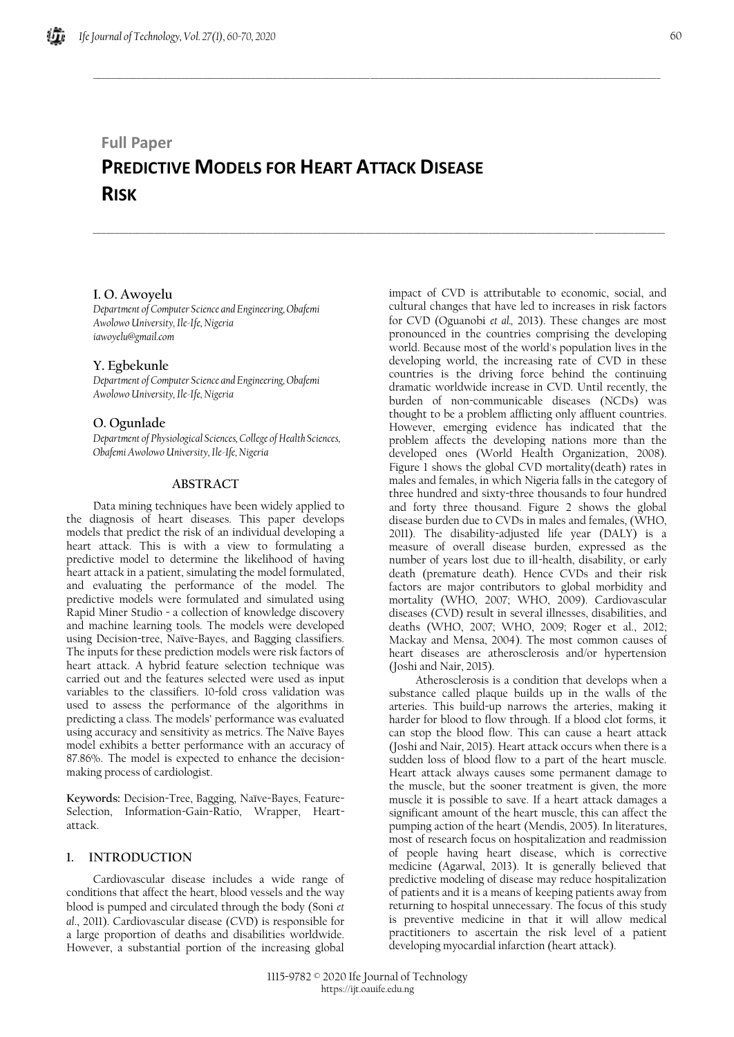Full Paper

# PREDICTIVE MODELS FOR HEART ATTACK DISEASE RISK

**I. O. Awoyelu**
*Department of Computer Science and Engineering, Obafemi Awolowo University, Ile-Ife, Nigeria*
*iawoyelu@gmail.com*

**Y. Egbekunle**
*Department of Computer Science and Engineering, Obafemi Awolowo University, Ile-Ife, Nigeria*

**O. Ogunlade**
*Department of Physiological Sciences, College of Health Sciences, Obafemi Awolowo University, Ile-Ife, Nigeria*

## ABSTRACT

Data mining techniques have been widely applied to the diagnosis of heart diseases. This paper develops models that predict the risk of an individual developing a heart attack. This is with a view to formulating a predictive model to determine the likelihood of having heart attack in a patient, simulating the model formulated, and evaluating the performance of the model. The predictive models were formulated and simulated using Rapid Miner Studio - a collection of knowledge discovery and machine learning tools. The models were developed using Decision-tree, Naïve-Bayes, and Bagging classifiers. The inputs for these prediction models were risk factors of heart attack. A hybrid feature selection technique was carried out and the features selected were used as input variables to the classifiers. 10-fold cross validation was used to assess the performance of the algorithms in predicting a class. The models' performance was evaluated using accuracy and sensitivity as metrics. The Naïve Bayes model exhibits a better performance with an accuracy of 87.86%. The model is expected to enhance the decision-making process of cardiologist.

**Keywords:** Decision-Tree, Bagging, Naïve-Bayes, Feature-Selection, Information-Gain-Ratio, Wrapper, Heart-attack.

## 1. INTRODUCTION

Cardiovascular disease includes a wide range of conditions that affect the heart, blood vessels and the way blood is pumped and circulated through the body (Soni *et al.*, 2011). Cardiovascular disease (CVD) is responsible for a large proportion of deaths and disabilities worldwide. However, a substantial portion of the increasing global impact of CVD is attributable to economic, social, and cultural changes that have led to increases in risk factors for CVD (Oguanobi *et al.*, 2013). These changes are most pronounced in the countries comprising the developing world. Because most of the world's population lives in the developing world, the increasing rate of CVD in these countries is the driving force behind the continuing dramatic worldwide increase in CVD. Until recently, the burden of non-communicable diseases (NCDs) was thought to be a problem afflicting only affluent countries. However, emerging evidence has indicated that the problem affects the developing nations more than the developed ones (World Health Organization, 2008). Figure 1 shows the global CVD mortality(death) rates in males and females, in which Nigeria falls in the category of three hundred and sixty-three thousands to four hundred and forty three thousand. Figure 2 shows the global disease burden due to CVDs in males and females, (WHO, 2011). The disability-adjusted life year (DALY) is a measure of overall disease burden, expressed as the number of years lost due to ill-health, disability, or early death (premature death). Hence CVDs and their risk factors are major contributors to global morbidity and mortality (WHO, 2007; WHO, 2009). Cardiovascular diseases (CVD) result in several illnesses, disabilities, and deaths (WHO, 2007; WHO, 2009; Roger et al., 2012; Mackay and Mensa, 2004). The most common causes of heart diseases are atherosclerosis and/or hypertension (Joshi and Nair, 2015).

Atherosclerosis is a condition that develops when a substance called plaque builds up in the walls of the arteries. This build-up narrows the arteries, making it harder for blood to flow through. If a blood clot forms, it can stop the blood flow. This can cause a heart attack (Joshi and Nair, 2015). Heart attack occurs when there is a sudden loss of blood flow to a part of the heart muscle. Heart attack always causes some permanent damage to the muscle, but the sooner treatment is given, the more muscle it is possible to save. If a heart attack damages a significant amount of the heart muscle, this can affect the pumping action of the heart (Mendis, 2005). In literatures, most of research focus on hospitalization and readmission of people having heart disease, which is corrective medicine (Agarwal, 2013). It is generally believed that predictive modeling of disease may reduce hospitalization of patients and it is a means of keeping patients away from returning to hospital unnecessary. The focus of this study is preventive medicine in that it will allow medical practitioners to ascertain the risk level of a patient developing myocardial infarction (heart attack).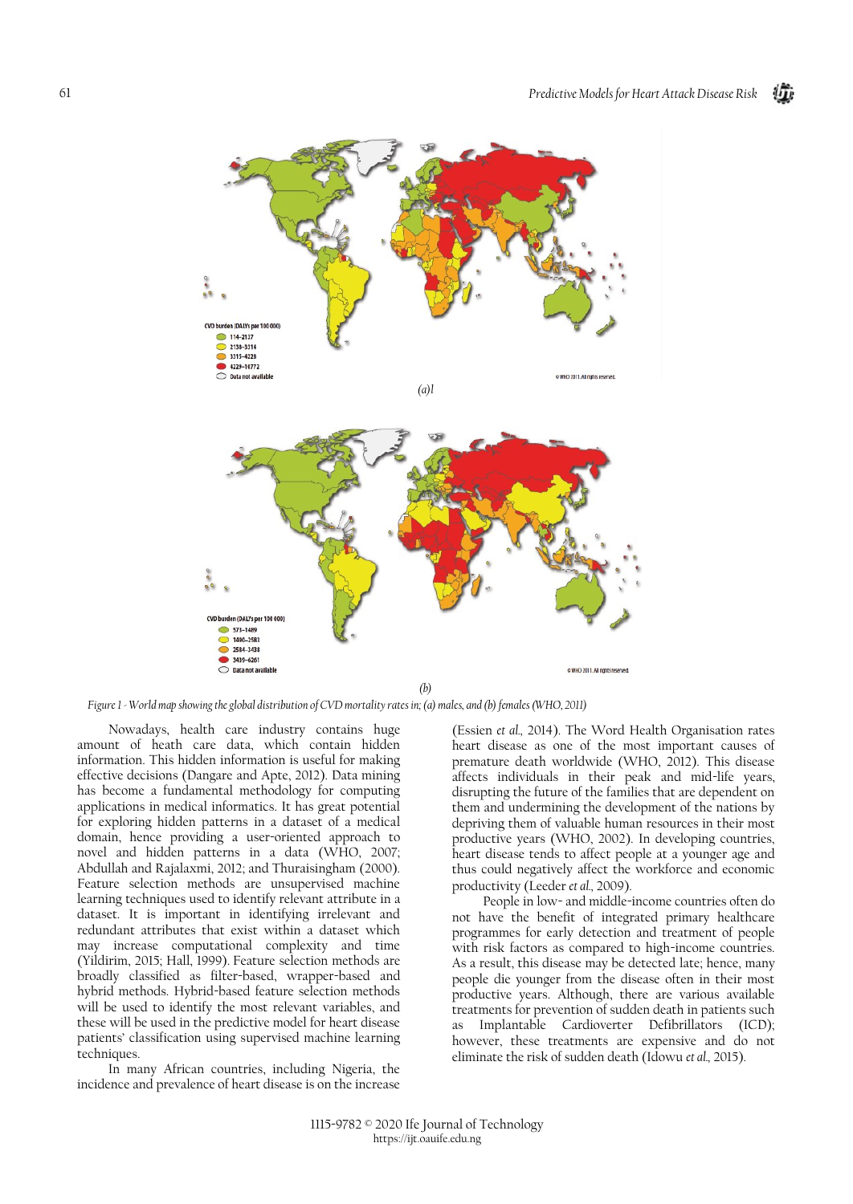*(a)l*

*(b)*

*Figure 1 - World map showing the global distribution of CVD mortality rates in; (a) males, and (b) females (WHO, 2011)*

Nowadays, health care industry contains huge amount of heath care data, which contain hidden information. This hidden information is useful for making effective decisions (Dangare and Apte, 2012). Data mining has become a fundamental methodology for computing applications in medical informatics. It has great potential for exploring hidden patterns in a dataset of a medical domain, hence providing a user-oriented approach to novel and hidden patterns in a data (WHO, 2007; Abdullah and Rajalaxmi, 2012; and Thuraisingham (2000). Feature selection methods are unsupervised machine learning techniques used to identify relevant attribute in a dataset. It is important in identifying irrelevant and redundant attributes that exist within a dataset which may increase computational complexity and time (Yildirim, 2015; Hall, 1999). Feature selection methods are broadly classified as filter-based, wrapper-based and hybrid methods. Hybrid-based feature selection methods will be used to identify the most relevant variables, and these will be used in the predictive model for heart disease patients' classification using supervised machine learning techniques.

In many African countries, including Nigeria, the incidence and prevalence of heart disease is on the increase (Essien *et al.,* 2014). The Word Health Organisation rates heart disease as one of the most important causes of premature death worldwide (WHO, 2012). This disease affects individuals in their peak and mid-life years, disrupting the future of the families that are dependent on them and undermining the development of the nations by depriving them of valuable human resources in their most productive years (WHO, 2002). In developing countries, heart disease tends to affect people at a younger age and thus could negatively affect the workforce and economic productivity (Leeder *et al.,* 2009).

People in low- and middle-income countries often do not have the benefit of integrated primary healthcare programmes for early detection and treatment of people with risk factors as compared to high-income countries. As a result, this disease may be detected late; hence, many people die younger from the disease often in their most productive years. Although, there are various available treatments for prevention of sudden death in patients such as Implantable Cardioverter Defibrillators (ICD); however, these treatments are expensive and do not eliminate the risk of sudden death (Idowu *et al.,* 2015).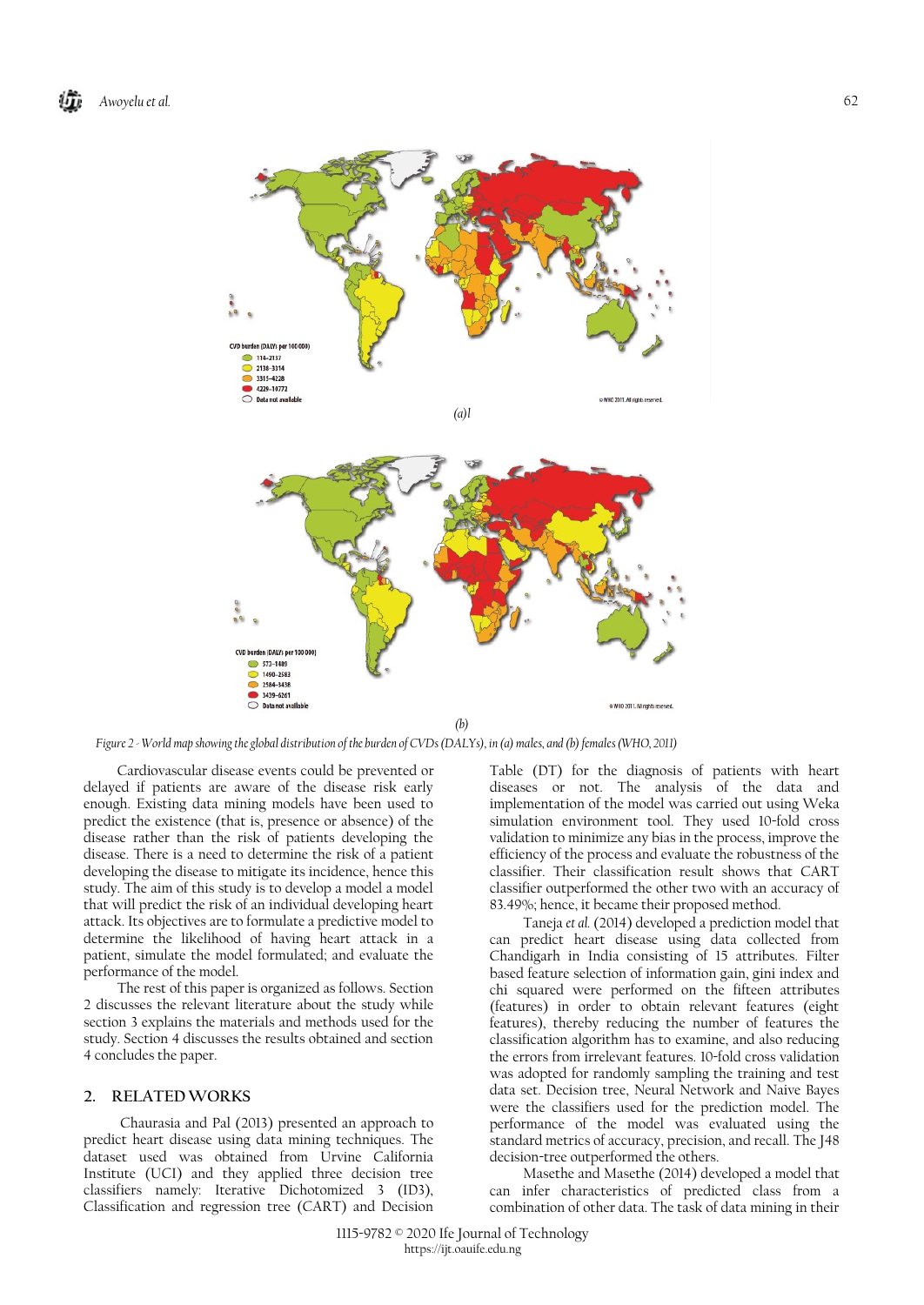(a)l

(b)

*Figure 2 - World map showing the global distribution of the burden of CVDs (DALYs), in (a) males, and (b) females (WHO, 2011)*

Cardiovascular disease events could be prevented or delayed if patients are aware of the disease risk early enough. Existing data mining models have been used to predict the existence (that is, presence or absence) of the disease rather than the risk of patients developing the disease. There is a need to determine the risk of a patient developing the disease to mitigate its incidence, hence this study. The aim of this study is to develop a model a model that will predict the risk of an individual developing heart attack. Its objectives are to formulate a predictive model to determine the likelihood of having heart attack in a patient, simulate the model formulated; and evaluate the performance of the model.

The rest of this paper is organized as follows. Section 2 discusses the relevant literature about the study while section 3 explains the materials and methods used for the study. Section 4 discusses the results obtained and section 4 concludes the paper.

## 2. RELATED WORKS

Chaurasia and Pal (2013) presented an approach to predict heart disease using data mining techniques. The dataset used was obtained from Urvine California Institute (UCI) and they applied three decision tree classifiers namely: Iterative Dichotomized 3 (ID3), Classification and regression tree (CART) and Decision Table (DT) for the diagnosis of patients with heart diseases or not. The analysis of the data and implementation of the model was carried out using Weka simulation environment tool. They used 10-fold cross validation to minimize any bias in the process, improve the efficiency of the process and evaluate the robustness of the classifier. Their classification result shows that CART classifier outperformed the other two with an accuracy of 83.49%; hence, it became their proposed method.

Taneja *et al.* (2014) developed a prediction model that can predict heart disease using data collected from Chandigarh in India consisting of 15 attributes. Filter based feature selection of information gain, gini index and chi squared were performed on the fifteen attributes (features) in order to obtain relevant features (eight features), thereby reducing the number of features the classification algorithm has to examine, and also reducing the errors from irrelevant features. 10-fold cross validation was adopted for randomly sampling the training and test data set. Decision tree, Neural Network and Naive Bayes were the classifiers used for the prediction model. The performance of the model was evaluated using the standard metrics of accuracy, precision, and recall. The J48 decision-tree outperformed the others.

Masethe and Masethe (2014) developed a model that can infer characteristics of predicted class from a combination of other data. The task of data mining in their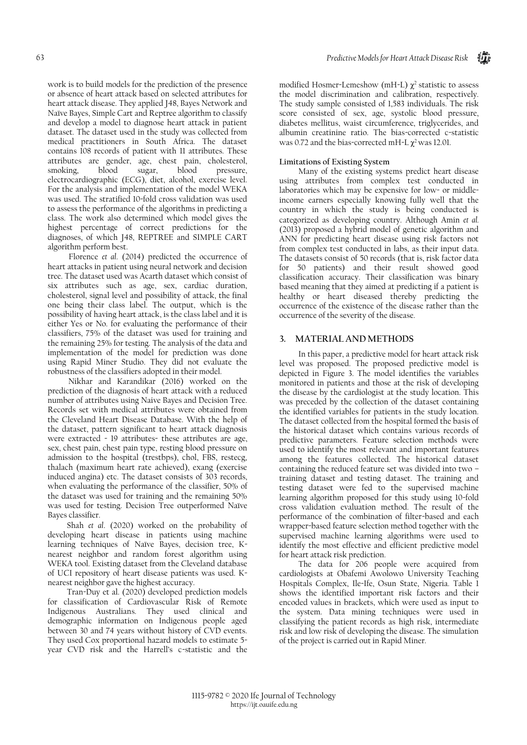work is to build models for the prediction of the presence or absence of heart attack based on selected attributes for heart attack disease. They applied J48, Bayes Network and Naïve Bayes, Simple Cart and Reptree algorithm to classify and develop a model to diagnose heart attack in patient dataset. The dataset used in the study was collected from medical practitioners in South Africa. The dataset contains 108 records of patient with 11 attributes. These attributes are gender, age, chest pain, cholesterol, smoking, blood sugar, blood pressure, electrocardiographic (ECG), diet, alcohol, exercise level. For the analysis and implementation of the model WEKA was used. The stratified 10-fold cross validation was used to assess the performance of the algorithms in predicting a class. The work also determined which model gives the highest percentage of correct predictions for the diagnoses, of which J48, REPTREE and SIMPLE CART algorithm perform best.

Florence *et al.* (2014) predicted the occurrence of heart attacks in patient using neural network and decision tree. The dataset used was Acarth dataset which consist of six attributes such as age, sex, cardiac duration, cholesterol, signal level and possibility of attack, the final one being their class label. The output, which is the possibility of having heart attack, is the class label and it is either Yes or No. for evaluating the performance of their classifiers, 75% of the dataset was used for training and the remaining 25% for testing. The analysis of the data and implementation of the model for prediction was done using Rapid Miner Studio. They did not evaluate the robustness of the classifiers adopted in their model.

Nikhar and Karandikar (2016) worked on the prediction of the diagnosis of heart attack with a reduced number of attributes using Naive Bayes and Decision Tree. Records set with medical attributes were obtained from the Cleveland Heart Disease Database. With the help of the dataset, pattern significant to heart attack diagnosis were extracted - 19 attributes- these attributes are age, sex, chest pain, chest pain type, resting blood pressure on admission to the hospital (trestbps), chol, FBS, restecg, thalach (maximum heart rate achieved), exang (exercise induced angina) etc. The dataset consists of 303 records, when evaluating the performance of the classifier, 50% of the dataset was used for training and the remaining 50% was used for testing. Decision Tree outperformed Naïve Bayes classifier.

Shah *et al.* (2020) worked on the probability of developing heart disease in patients using machine learning techniques of Naïve Bayes, decision tree, K-nearest neighbor and random forest algorithm using WEKA tool. Existing dataset from the Cleveland database of UCI repository of heart disease patients was used. K-nearest neighbor gave the highest accuracy.

Tran-Duy et al. (2020) developed prediction models for classification of Cardiovascular Risk of Remote Indigenous Australians. They used clinical and demographic information on Indigenous people aged between 30 and 74 years without history of CVD events. They used Cox proportional hazard models to estimate 5-year CVD risk and the Harrell's c-statistic and the modified Hosmer-Lemeshow (mH-L) $\chi^2$ statistic to assess the model discrimination and calibration, respectively. The study sample consisted of 1,583 individuals. The risk score consisted of sex, age, systolic blood pressure, diabetes mellitus, waist circumference, triglycerides, and albumin creatinine ratio. The bias-corrected c-statistic was 0.72 and the bias-corrected mH-L $\chi^2$ was 12.01.

#### Limitations of Existing System

Many of the existing systems predict heart disease using attributes from complex test conducted in laboratories which may be expensive for low- or middle-income earners especially knowing fully well that the country in which the study is being conducted is categorized as developing country. Although Amin *et al.* (2013) proposed a hybrid model of genetic algorithm and ANN for predicting heart disease using risk factors not from complex test conducted in labs, as their input data. The datasets consist of 50 records (that is, risk factor data for 50 patients) and their result showed good classification accuracy. Their classification was binary based meaning that they aimed at predicting if a patient is healthy or heart diseased thereby predicting the occurrence of the existence of the disease rather than the occurrence of the severity of the disease.

## 3. MATERIAL AND METHODS

In this paper, a predictive model for heart attack risk level was proposed. The proposed predictive model is depicted in Figure 3. The model identifies the variables monitored in patients and those at the risk of developing the disease by the cardiologist at the study location. This was preceded by the collection of the dataset containing the identified variables for patients in the study location. The dataset collected from the hospital formed the basis of the historical dataset which contains various records of predictive parameters. Feature selection methods were used to identify the most relevant and important features among the features collected. The historical dataset containing the reduced feature set was divided into two – training dataset and testing dataset. The training and testing dataset were fed to the supervised machine learning algorithm proposed for this study using 10-fold cross validation evaluation method. The result of the performance of the combination of filter-based and each wrapper-based feature selection method together with the supervised machine learning algorithms were used to identify the most effective and efficient predictive model for heart attack risk prediction.

The data for 206 people were acquired from cardiologists at Obafemi Awolowo University Teaching Hospitals Complex, Ile-Ife, Osun State, Nigeria. Table 1 shows the identified important risk factors and their encoded values in brackets, which were used as input to the system. Data mining techniques were used in classifying the patient records as high risk, intermediate risk and low risk of developing the disease. The simulation of the project is carried out in Rapid Miner.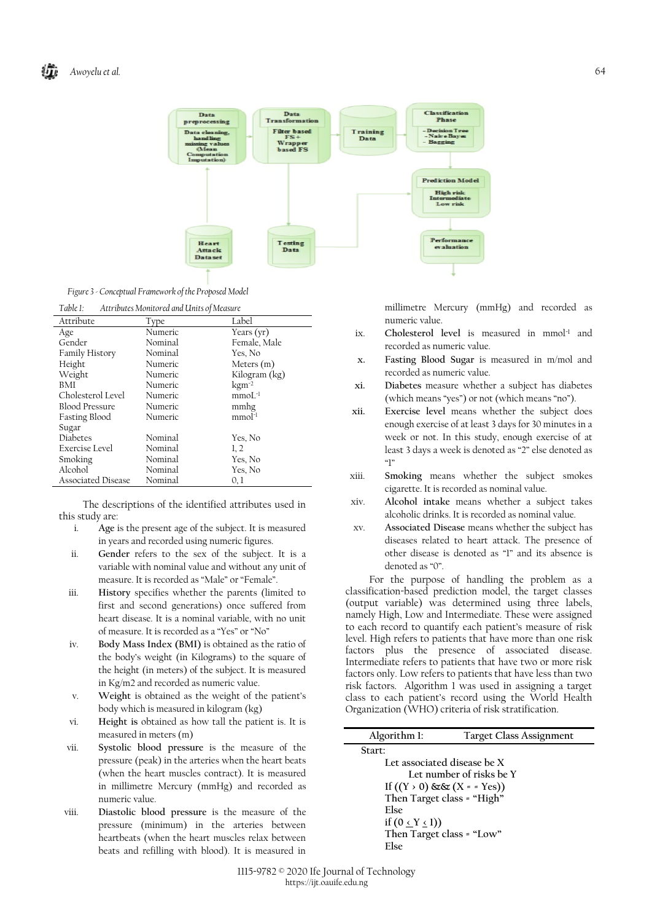Figure 3 - Conceptual Framework of the Proposed Model

Table 1: Attributes Monitored and Units of Measure

| Attribute | Type | Label |
|---|---|---|
| Age | Numeric | Years (yr) |
| Gender | Nominal | Female, Male |
| Family History | Nominal | Yes, No |
| Height | Numeric | Meters (m) |
| Weight | Numeric | Kilogram (kg) |
| BMI | Numeric | $kgm^{-2}$ |
| Cholesterol Level | Numeric | $mmoL^{-1}$ |
| Blood Pressure | Numeric | mmhg |
| Fasting Blood Sugar | Numeric | $mmol^{-1}$ |
| Diabetes | Nominal | Yes, No |
| Exercise Level | Nominal | 1, 2 |
| Smoking | Nominal | Yes, No |
| Alcohol | Nominal | Yes, No |
| Associated Disease | Nominal | 0, 1 |

The descriptions of the identified attributes used in this study are:

i. **Age** is the present age of the subject. It is measured in years and recorded using numeric figures.
ii. **Gender** refers to the sex of the subject. It is a variable with nominal value and without any unit of measure. It is recorded as "Male" or "Female".
iii. **History** specifies whether the parents (limited to first and second generations) once suffered from heart disease. It is a nominal variable, with no unit of measure. It is recorded as a "Yes" or "No"
iv. **Body Mass Index (BMI)** is obtained as the ratio of the body's weight (in Kilograms) to the square of the height (in meters) of the subject. It is measured in Kg/m2 and recorded as numeric value.
v. **Weight** is obtained as the weight of the patient's body which is measured in kilogram (kg)
vi. **Height** is obtained as how tall the patient is. It is measured in meters (m)
vii. **Systolic blood pressure** is the measure of the pressure (peak) in the arteries when the heart beats (when the heart muscles contract). It is measured in millimetre Mercury (mmHg) and recorded as numeric value.
viii. **Diastolic blood pressure** is the measure of the pressure (minimum) in the arteries between heartbeats (when the heart muscles relax between beats and refilling with blood). It is measured in millimetre Mercury (mmHg) and recorded as numeric value.
ix. **Cholesterol level** is measured in $mmol^{-1}$ and recorded as numeric value.
x. **Fasting Blood Sugar** is measured in m/mol and recorded as numeric value.
xi. **Diabetes** measure whether a subject has diabetes (which means "yes") or not (which means "no").
xii. **Exercise level** means whether the subject does enough exercise of at least 3 days for 30 minutes in a week or not. In this study, enough exercise of at least 3 days a week is denoted as "2" else denoted as "1"
xiii. **Smoking** means whether the subject smokes cigarette. It is recorded as nominal value.
xiv. **Alcohol intake** means whether a subject takes alcoholic drinks. It is recorded as nominal value.
xv. **Associated Disease** means whether the subject has diseases related to heart attack. The presence of other disease is denoted as "1" and its absence is denoted as "0".

For the purpose of handling the problem as a classification-based prediction model, the target classes (output variable) was determined using three labels, namely High, Low and Intermediate. These were assigned to each record to quantify each patient's measure of risk level. High refers to patients that have more than one risk factors plus the presence of associated disease. Intermediate refers to patients that have two or more risk factors only. Low refers to patients that have less than two risk factors. Algorithm 1 was used in assigning a target class to each patient's record using the World Health Organization (WHO) criteria of risk stratification.

```
Algorithm 1:        Target Class Assignment
Start:
    Let associated disease be X
        Let number of risks be Y
    If ((Y > 0) && (X = = Yes))
    Then Target class = "High"
    Else
    if (0 ≤ Y ≤ 1))
    Then Target class = "Low"
    Else
```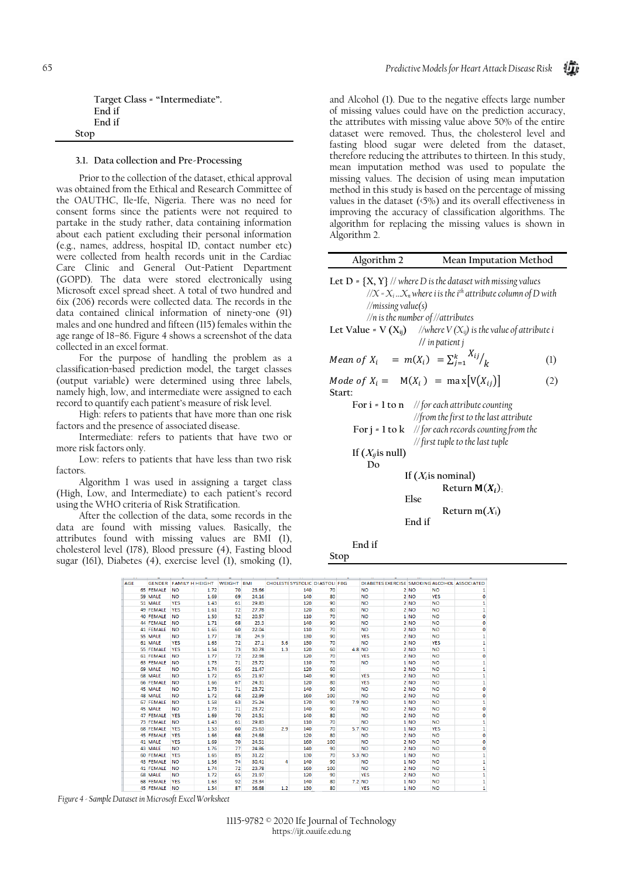Target Class = "Intermediate".
End if
End if
Stop

### 3.1. Data collection and Pre-Processing

Prior to the collection of the dataset, ethical approval was obtained from the Ethical and Research Committee of the OAUTHC, Ile-Ife, Nigeria. There was no need for consent forms since the patients were not required to partake in the study rather, data containing information about each patient excluding their personal information (e.g., names, address, hospital ID, contact number etc) were collected from health records unit in the Cardiac Care Clinic and General Out-Patient Department (GOPD). The data were stored electronically using Microsoft excel spread sheet. A total of two hundred and 6ix (206) records were collected data. The records in the data contained clinical information of ninety-one (91) males and one hundred and fifteen (115) females within the age range of 18–86. Figure 4 shows a screenshot of the data collected in an excel format.

For the purpose of handling the problem as a classification-based prediction model, the target classes (output variable) were determined using three labels, namely high, low, and intermediate were assigned to each record to quantify each patient's measure of risk level.

High: refers to patients that have more than one risk factors and the presence of associated disease.

Intermediate: refers to patients that have two or more risk factors only.

Low: refers to patients that have less than two risk factors.

Algorithm 1 was used in assigning a target class (High, Low, and Intermediate) to each patient's record using the WHO criteria of Risk Stratification.

After the collection of the data, some records in the data are found with missing values. Basically, the attributes found with missing values are BMI (1), cholesterol level (178), Blood pressure (4), Fasting blood sugar (161), Diabetes (4), exercise level (1), smoking (1), and Alcohol (1). Due to the negative effects large number of missing values could have on the prediction accuracy, the attributes with missing value above 50% of the entire dataset were removed. Thus, the cholesterol level and fasting blood sugar were deleted from the dataset, therefore reducing the attributes to thirteen. In this study, mean imputation method was used to populate the missing values. The decision of using mean imputation method in this study is based on the percentage of missing values in the dataset (<5%) and its overall effectiveness in improving the accuracy of classification algorithms. The algorithm for replacing the missing values is shown in Algorithm 2.

| Algorithm 2 | Mean Imputation Method |
|---|---|

Let D = {X, Y} *// where D is the dataset with missing values*
*//X = $X_i$ ...$X_n$ where i is the $i^{th}$ attribute column of D with*
*//missing value(s)*
*//n is the number of //attributes*

Let Value = V ($X_{ij}$) *//where V ($X_{ij}$) is the value of attribute i*
*// in patient j*

$$Mean\ of\ X_i = m(X_i) = \sum_{j=1}^{k} {X_{ij}}/{k} \quad (1)$$

$$Mode\ of\ X_i = M(X_i) = \max[V(X_{ij})] \quad (2)$$

Start:
For i = 1 to n *// for each attribute counting*
*//from the first to the last attribute*
For j = 1 to k *// for each records counting from the*
*// first tuple to the last tuple*
If ($X_{ij}$ is null)
Do
If ($X_i$ is nominal)
Return **M($X_i$)**;
Else
Return m($X_i$)
End if
End if
Stop

| AGE | GENDER | FAMILY H | HEIGHT | WEIGHT | BMI | CHOLESTE | SYSTOLIC | DIASTOLI | FBG | DIABETES | EXERCISE | SMOKING | ALCOHOL | ASSOCIATED |
|---|---|---|---|---|---|---|---|---|---|---|---|---|---|---|
| 65 | FEMALE | NO | 1.72 | 70 | 23.66 | | 140 | 70 | | NO | 2 | NO | NO | 1 |
| 59 | MALE | NO | 1.69 | 69 | 24.16 | | 140 | 80 | | NO | 2 | NO | YES | 0 |
| 51 | MALE | YES | 1.43 | 61 | 29.83 | | 120 | 90 | | NO | 2 | NO | NO | 1 |
| 49 | FEMALE | YES | 1.61 | 72 | 27.78 | | 120 | 80 | | NO | 2 | NO | NO | 1 |
| 40 | FEMALE | NO | 1.59 | 52 | 20.57 | | 110 | 70 | | NO | 1 | NO | NO | 0 |
| 44 | FEMALE | NO | 1.71 | 68 | 23.3 | | 140 | 90 | | NO | 2 | NO | NO | 0 |
| 41 | FEMALE | NO | 1.65 | 60 | 22.04 | | 110 | 70 | | NO | 2 | NO | NO | 0 |
| 55 | MALE | NO | 1.77 | 78 | 24.9 | | 130 | 90 | | YES | 2 | NO | NO | 1 |
| 61 | MALE | YES | 1.63 | 72 | 27.1 | 3.6 | 150 | 70 | | NO | 2 | NO | YES | 1 |
| 55 | FEMALE | YES | 1.54 | 73 | 30.78 | 1.3 | 120 | 60 | 4.8 | NO | 2 | NO | NO | 1 |
| 61 | FEMALE | NO | 1.77 | 72 | 22.98 | | 120 | 70 | | YES | 2 | NO | NO | 0 |
| 63 | FEMALE | NO | 1.73 | 71 | 23.72 | | 110 | 70 | | NO | 1 | NO | NO | 1 |
| 69 | MALE | NO | 1.74 | 65 | 21.47 | | 120 | 60 | | | 2 | NO | NO | 1 |
| 68 | MALE | NO | 1.72 | 65 | 21.97 | | 140 | 90 | | YES | 2 | NO | NO | 1 |
| 66 | FEMALE | NO | 1.66 | 67 | 24.31 | | 120 | 80 | | YES | 2 | NO | NO | 1 |
| 45 | MALE | NO | 1.73 | 71 | 23.72 | | 140 | 90 | | NO | 2 | NO | NO | 0 |
| 48 | MALE | NO | 1.72 | 68 | 22.99 | | 160 | 100 | | NO | 2 | NO | NO | 0 |
| 67 | FEMALE | NO | 1.58 | 63 | 25.24 | | 170 | 90 | 7.9 | NO | 1 | NO | NO | 1 |
| 45 | MALE | NO | 1.73 | 71 | 23.72 | | 140 | 90 | | NO | 2 | NO | NO | 0 |
| 47 | FEMALE | YES | 1.69 | 70 | 24.51 | | 140 | 80 | | NO | 2 | NO | NO | 0 |
| 73 | FEMALE | NO | 1.43 | 61 | 29.83 | | 110 | 70 | | NO | 1 | NO | NO | 1 |
| 68 | FEMALE | YES | 1.53 | 60 | 25.63 | 2.9 | 140 | 70 | 5.7 | NO | 1 | NO | YES | 1 |
| 45 | FEMALE | YES | 1.66 | 68 | 24.68 | | 120 | 80 | | NO | 2 | NO | NO | 0 |
| 41 | MALE | YES | 1.69 | 70 | 24.51 | | 160 | 100 | | NO | 2 | NO | NO | 0 |
| 43 | MALE | NO | 1.76 | 77 | 24.86 | | 140 | 90 | | NO | 2 | NO | NO | 0 |
| 60 | FEMALE | YES | 1.65 | 85 | 31.22 | | 130 | 70 | 5.3 | NO | 1 | NO | NO | 1 |
| 43 | FEMALE | NO | 1.56 | 74 | 30.41 | 4 | 140 | 90 | | NO | 1 | NO | NO | 1 |
| 41 | FEMALE | NO | 1.74 | 72 | 23.78 | | 160 | 100 | | NO | 2 | NO | NO | 1 |
| 68 | MALE | NO | 1.72 | 65 | 21.97 | | 120 | 90 | | YES | 2 | NO | NO | 1 |
| 68 | FEMALE | YES | 1.63 | 92 | 23.34 | | 140 | 80 | 7.2 | NO | 1 | NO | NO | 1 |
| 45 | FEMALE | NO | 1.54 | 87 | 36.58 | 1.2 | 150 | 80 | | YES | 1 | NO | NO | 1 |

*Figure 4 - Sample Dataset in Microsoft Excel Worksheet*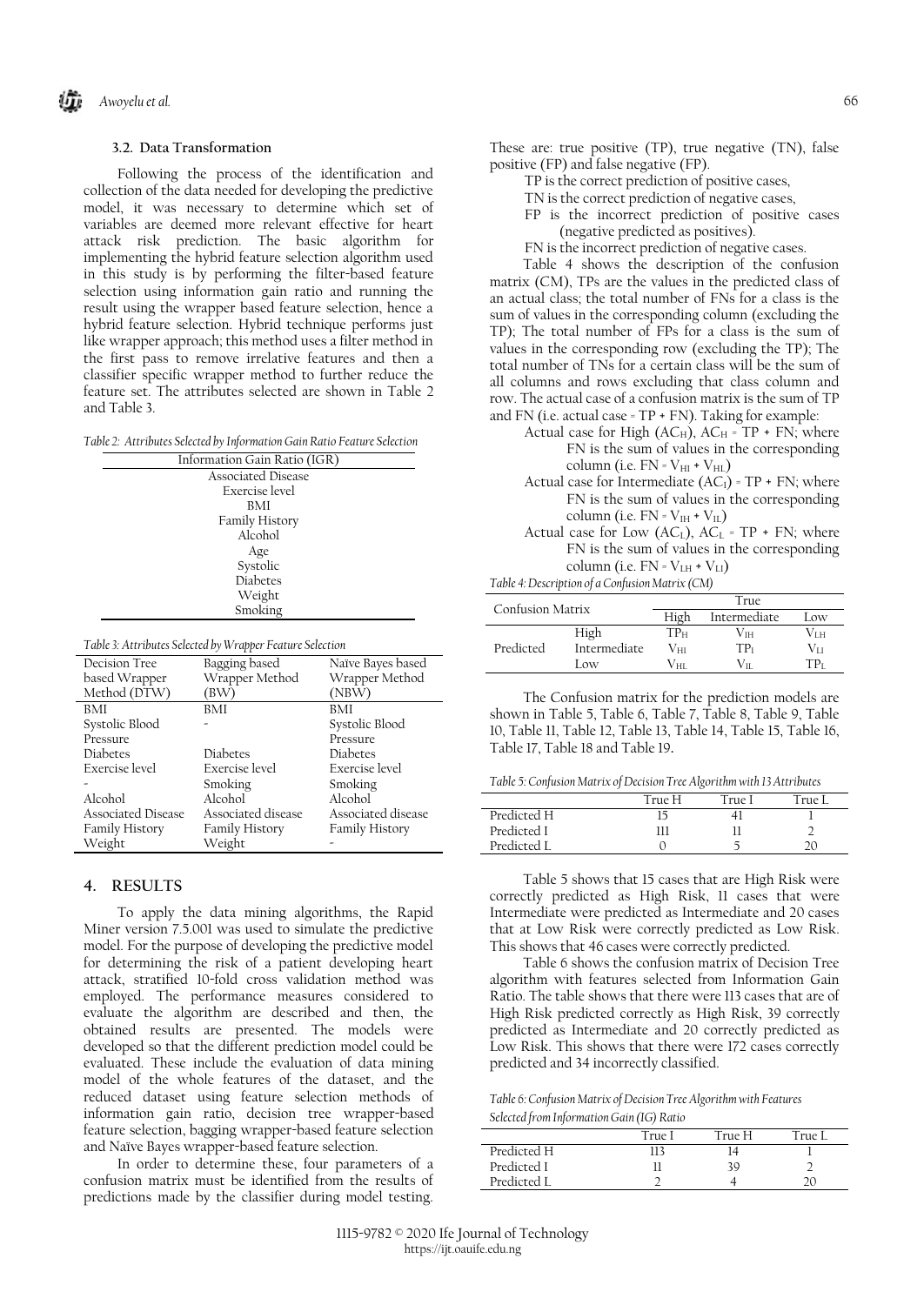### 3.2. Data Transformation

Following the process of the identification and collection of the data needed for developing the predictive model, it was necessary to determine which set of variables are deemed more relevant effective for heart attack risk prediction. The basic algorithm for implementing the hybrid feature selection algorithm used in this study is by performing the filter-based feature selection using information gain ratio and running the result using the wrapper based feature selection, hence a hybrid feature selection. Hybrid technique performs just like wrapper approach; this method uses a filter method in the first pass to remove irrelative features and then a classifier specific wrapper method to further reduce the feature set. The attributes selected are shown in Table 2 and Table 3.

*Table 2: Attributes Selected by Information Gain Ratio Feature Selection*

| Information Gain Ratio (IGR) |
|---|
| Associated Disease |
| Exercise level |
| BMI |
| Family History |
| Alcohol |
| Age |
| Systolic |
| Diabetes |
| Weight |
| Smoking |

*Table 3: Attributes Selected by Wrapper Feature Selection*

| Decision Tree based Wrapper Method (DTW) | Bagging based Wrapper Method (BW) | Naïve Bayes based Wrapper Method (NBW) |
|---|---|---|
| BMI | BMI | BMI |
| Systolic Blood Pressure | - | Systolic Blood Pressure |
| Diabetes | Diabetes | Diabetes |
| Exercise level | Exercise level | Exercise level |
| - | Smoking | Smoking |
| Alcohol | Alcohol | Alcohol |
| Associated Disease | Associated disease | Associated disease |
| Family History | Family History | Family History |
| Weight | Weight | - |

## 4. RESULTS

To apply the data mining algorithms, the Rapid Miner version 7.5.001 was used to simulate the predictive model. For the purpose of developing the predictive model for determining the risk of a patient developing heart attack, stratified 10-fold cross validation method was employed. The performance measures considered to evaluate the algorithm are described and then, the obtained results are presented. The models were developed so that the different prediction model could be evaluated. These include the evaluation of data mining model of the whole features of the dataset, and the reduced dataset using feature selection methods of information gain ratio, decision tree wrapper-based feature selection, bagging wrapper-based feature selection and Naïve Bayes wrapper-based feature selection.

In order to determine these, four parameters of a confusion matrix must be identified from the results of predictions made by the classifier during model testing. These are: true positive (TP), true negative (TN), false positive (FP) and false negative (FP).

TP is the correct prediction of positive cases,

TN is the correct prediction of negative cases,

FP is the incorrect prediction of positive cases (negative predicted as positives).

FN is the incorrect prediction of negative cases.

Table 4 shows the description of the confusion matrix (CM), TPs are the values in the predicted class of an actual class; the total number of FNs for a class is the sum of values in the corresponding column (excluding the TP); The total number of FPs for a class is the sum of values in the corresponding row (excluding the TP); The total number of TNs for a certain class will be the sum of all columns and rows excluding that class column and row. The actual case of a confusion matrix is the sum of TP and FN (i.e. actual case = TP + FN). Taking for example:

Actual case for High ($AC_H$), $AC_H$ = TP + FN; where FN is the sum of values in the corresponding column (i.e. FN = $V_{HI}$ + $V_{HL}$)

Actual case for Intermediate ($AC_I$) = TP + FN; where FN is the sum of values in the corresponding column (i.e. FN = $V_{IH}$ + $V_{IL}$)

Actual case for Low ($AC_L$), $AC_L$ = TP + FN; where FN is the sum of values in the corresponding column (i.e. FN = $V_{LH}$ + $V_{LI}$)

*Table 4: Description of a Confusion Matrix (CM)*

| Confusion Matrix | | True | | |
|---|---|---|---|---|
| | | High | Intermediate | Low |
| Predicted | High | $TP_H$ | $V_{IH}$ | $V_{LH}$ |
| | Intermediate | $V_{HI}$ | $TP_I$ | $V_{LI}$ |
| | Low | $V_{HL}$ | $V_{IL}$ | $TP_L$ |

The Confusion matrix for the prediction models are shown in Table 5, Table 6, Table 7, Table 8, Table 9, Table 10, Table 11, Table 12, Table 13, Table 14, Table 15, Table 16, Table 17, Table 18 and Table 19.

*Table 5: Confusion Matrix of Decision Tree Algorithm with 13 Attributes*

| | True H | True I | True L |
|---|---|---|---|
| Predicted H | 15 | 41 | 1 |
| Predicted I | 111 | 11 | 2 |
| Predicted L | 0 | 5 | 20 |

Table 5 shows that 15 cases that are High Risk were correctly predicted as High Risk, 11 cases that were Intermediate were predicted as Intermediate and 20 cases that at Low Risk were correctly predicted as Low Risk. This shows that 46 cases were correctly predicted.

Table 6 shows the confusion matrix of Decision Tree algorithm with features selected from Information Gain Ratio. The table shows that there were 113 cases that are of High Risk predicted correctly as High Risk, 39 correctly predicted as Intermediate and 20 correctly predicted as Low Risk. This shows that there were 172 cases correctly predicted and 34 incorrectly classified.

*Table 6: Confusion Matrix of Decision Tree Algorithm with Features Selected from Information Gain (IG) Ratio*

| | True I | True H | True L |
|---|---|---|---|
| Predicted H | 113 | 14 | 1 |
| Predicted I | 11 | 39 | 2 |
| Predicted L | 2 | 4 | 20 |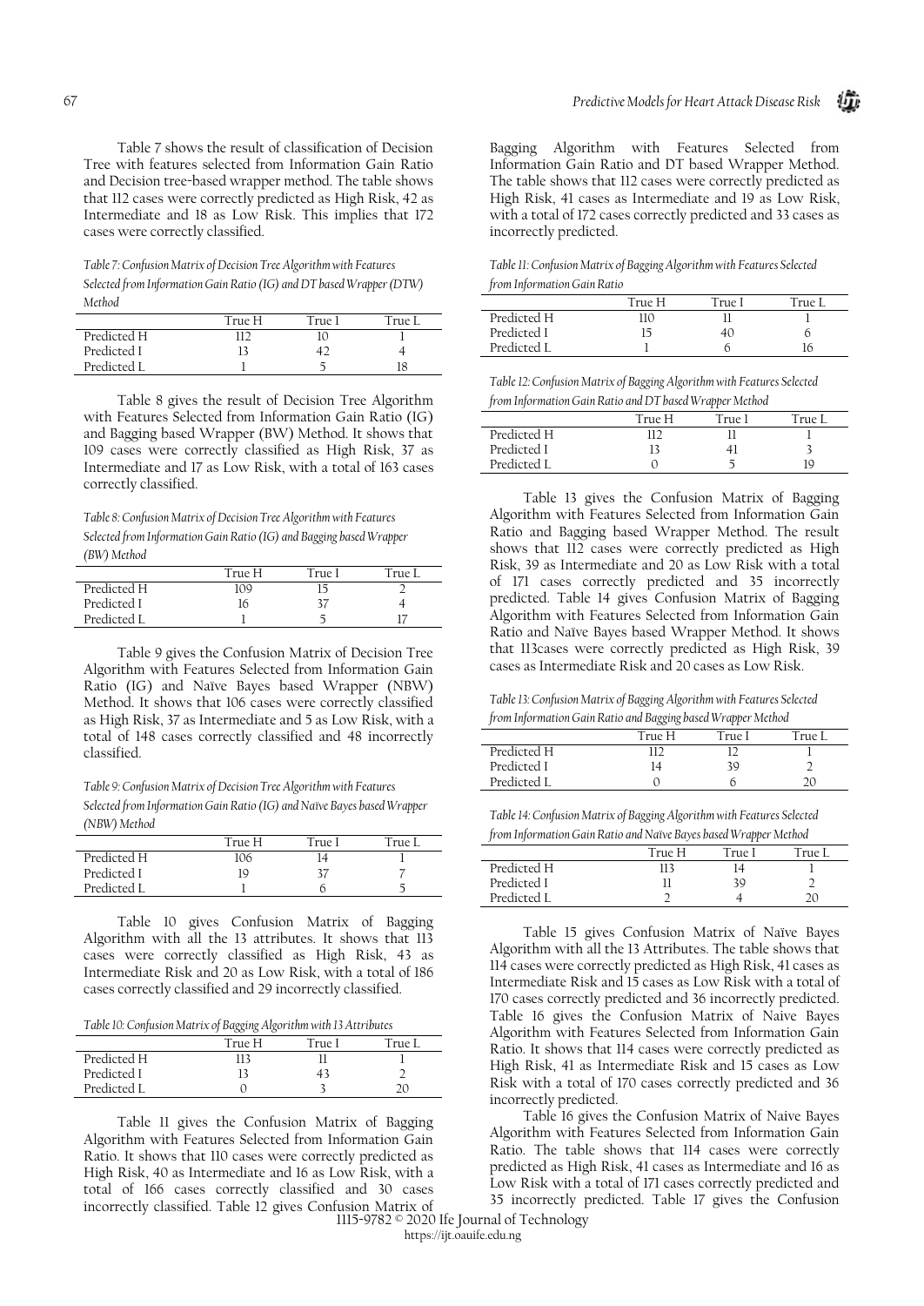Table 7 shows the result of classification of Decision Tree with features selected from Information Gain Ratio and Decision tree-based wrapper method. The table shows that 112 cases were correctly predicted as High Risk, 42 as Intermediate and 18 as Low Risk. This implies that 172 cases were correctly classified.

*Table 7: Confusion Matrix of Decision Tree Algorithm with Features Selected from Information Gain Ratio (IG) and DT based Wrapper (DTW) Method*

| | True H | True I | True L |
|---|---|---|---|
| Predicted H | 112 | 10 | 1 |
| Predicted I | 13 | 42 | 4 |
| Predicted L | 1 | 5 | 18 |

Table 8 gives the result of Decision Tree Algorithm with Features Selected from Information Gain Ratio (IG) and Bagging based Wrapper (BW) Method. It shows that 109 cases were correctly classified as High Risk, 37 as Intermediate and 17 as Low Risk, with a total of 163 cases correctly classified.

*Table 8: Confusion Matrix of Decision Tree Algorithm with Features Selected from Information Gain Ratio (IG) and Bagging based Wrapper (BW) Method*

| | True H | True I | True L |
|---|---|---|---|
| Predicted H | 109 | 15 | 2 |
| Predicted I | 16 | 37 | 4 |
| Predicted L | 1 | 5 | 17 |

Table 9 gives the Confusion Matrix of Decision Tree Algorithm with Features Selected from Information Gain Ratio (IG) and Naïve Bayes based Wrapper (NBW) Method. It shows that 106 cases were correctly classified as High Risk, 37 as Intermediate and 5 as Low Risk, with a total of 148 cases correctly classified and 48 incorrectly classified.

*Table 9: Confusion Matrix of Decision Tree Algorithm with Features Selected from Information Gain Ratio (IG) and Naïve Bayes based Wrapper (NBW) Method*

| | True H | True I | True L |
|---|---|---|---|
| Predicted H | 106 | 14 | 1 |
| Predicted I | 19 | 37 | 7 |
| Predicted L | 1 | 6 | 5 |

Table 10 gives Confusion Matrix of Bagging Algorithm with all the 13 attributes. It shows that 113 cases were correctly classified as High Risk, 43 as Intermediate Risk and 20 as Low Risk, with a total of 186 cases correctly classified and 29 incorrectly classified.

*Table 10: Confusion Matrix of Bagging Algorithm with 13 Attributes*

| | True H | True I | True L |
|---|---|---|---|
| Predicted H | 113 | 11 | 1 |
| Predicted I | 13 | 43 | 2 |
| Predicted L | 0 | 3 | 20 |

Table 11 gives the Confusion Matrix of Bagging Algorithm with Features Selected from Information Gain Ratio. It shows that 110 cases were correctly predicted as High Risk, 40 as Intermediate and 16 as Low Risk, with a total of 166 cases correctly classified and 30 cases incorrectly classified. Table 12 gives Confusion Matrix of Bagging Algorithm with Features Selected from Information Gain Ratio and DT based Wrapper Method. The table shows that 112 cases were correctly predicted as High Risk, 41 cases as Intermediate and 19 as Low Risk, with a total of 172 cases correctly predicted and 33 cases as incorrectly predicted.

*Table 11: Confusion Matrix of Bagging Algorithm with Features Selected from Information Gain Ratio*

| | True H | True I | True L |
|---|---|---|---|
| Predicted H | 110 | 11 | 1 |
| Predicted I | 15 | 40 | 6 |
| Predicted L | 1 | 6 | 16 |

*Table 12: Confusion Matrix of Bagging Algorithm with Features Selected from Information Gain Ratio and DT based Wrapper Method*

| | True H | True I | True L |
|---|---|---|---|
| Predicted H | 112 | 11 | 1 |
| Predicted I | 13 | 41 | 3 |
| Predicted L | 0 | 5 | 19 |

Table 13 gives the Confusion Matrix of Bagging Algorithm with Features Selected from Information Gain Ratio and Bagging based Wrapper Method. The result shows that 112 cases were correctly predicted as High Risk, 39 as Intermediate and 20 as Low Risk with a total of 171 cases correctly predicted and 35 incorrectly predicted. Table 14 gives Confusion Matrix of Bagging Algorithm with Features Selected from Information Gain Ratio and Naïve Bayes based Wrapper Method. It shows that 113cases were correctly predicted as High Risk, 39 cases as Intermediate Risk and 20 cases as Low Risk.

*Table 13: Confusion Matrix of Bagging Algorithm with Features Selected from Information Gain Ratio and Bagging based Wrapper Method*

| | True H | True I | True L |
|---|---|---|---|
| Predicted H | 112 | 12 | 1 |
| Predicted I | 14 | 39 | 2 |
| Predicted L | 0 | 6 | 20 |

*Table 14: Confusion Matrix of Bagging Algorithm with Features Selected from Information Gain Ratio and Naïve Bayes based Wrapper Method*

| | True H | True I | True L |
|---|---|---|---|
| Predicted H | 113 | 14 | 1 |
| Predicted I | 11 | 39 | 2 |
| Predicted L | 2 | 4 | 20 |

Table 15 gives Confusion Matrix of Naïve Bayes Algorithm with all the 13 Attributes. The table shows that 114 cases were correctly predicted as High Risk, 41 cases as Intermediate Risk and 15 cases as Low Risk with a total of 170 cases correctly predicted and 36 incorrectly predicted. Table 16 gives the Confusion Matrix of Naive Bayes Algorithm with Features Selected from Information Gain Ratio. It shows that 114 cases were correctly predicted as High Risk, 41 as Intermediate Risk and 15 cases as Low Risk with a total of 170 cases correctly predicted and 36 incorrectly predicted.

Table 16 gives the Confusion Matrix of Naive Bayes Algorithm with Features Selected from Information Gain Ratio. The table shows that 114 cases were correctly predicted as High Risk, 41 cases as Intermediate and 16 as Low Risk with a total of 171 cases correctly predicted and 35 incorrectly predicted. Table 17 gives the Confusion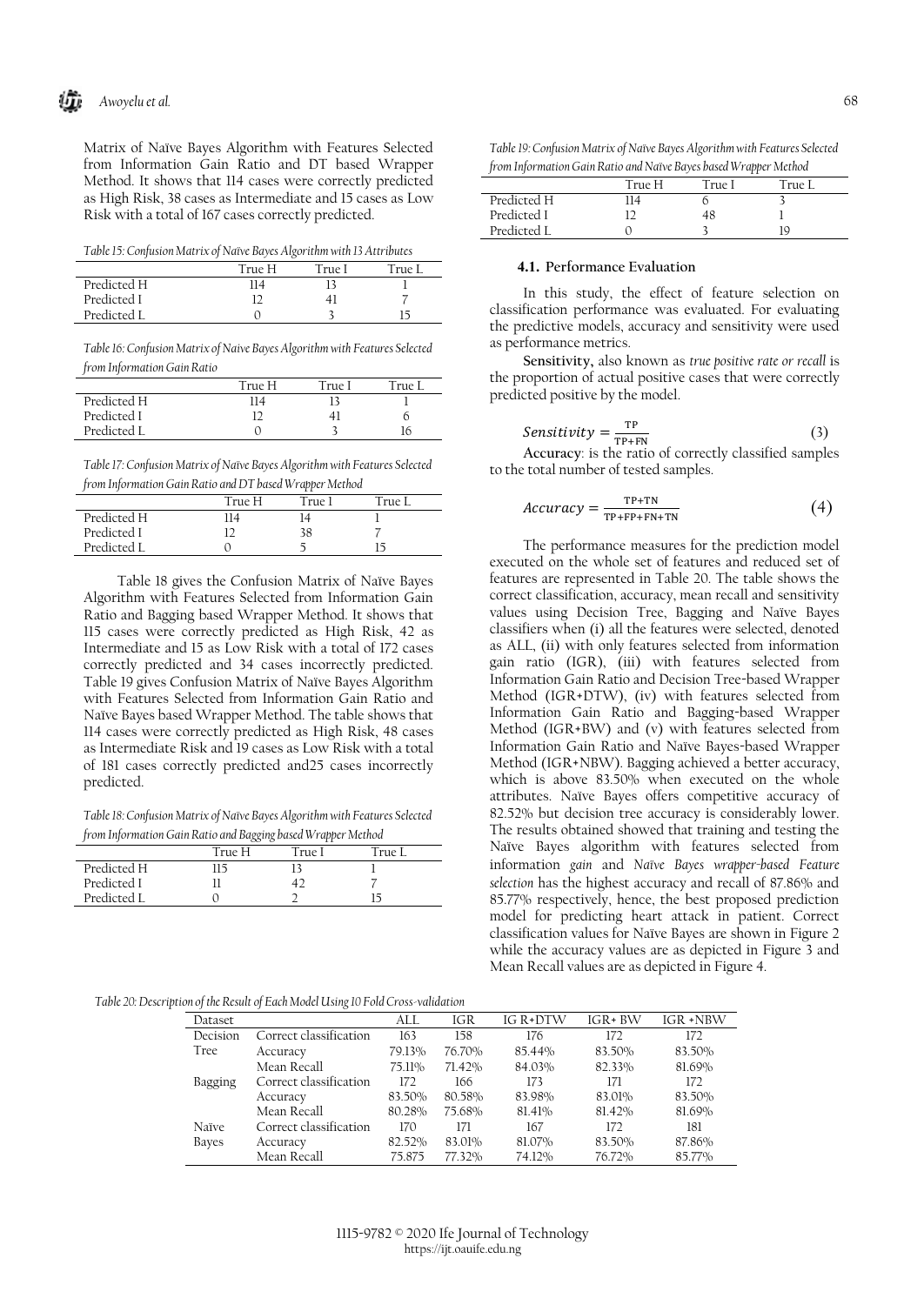Matrix of Naïve Bayes Algorithm with Features Selected from Information Gain Ratio and DT based Wrapper Method. It shows that 114 cases were correctly predicted as High Risk, 38 cases as Intermediate and 15 cases as Low Risk with a total of 167 cases correctly predicted.

*Table 15: Confusion Matrix of Naïve Bayes Algorithm with 13 Attributes*

| | True H | True I | True L |
|---|---|---|---|
| Predicted H | 114 | 13 | 1 |
| Predicted I | 12 | 41 | 7 |
| Predicted L | 0 | 3 | 15 |

*Table 16: Confusion Matrix of Naïve Bayes Algorithm with Features Selected from Information Gain Ratio*

| | True H | True I | True L |
|---|---|---|---|
| Predicted H | 114 | 13 | 1 |
| Predicted I | 12 | 41 | 6 |
| Predicted L | 0 | 3 | 16 |

*Table 17: Confusion Matrix of Naïve Bayes Algorithm with Features Selected from Information Gain Ratio and DT based Wrapper Method*

| | True H | True I | True L |
|---|---|---|---|
| Predicted H | 114 | 14 | 1 |
| Predicted I | 12 | 38 | 7 |
| Predicted L | 0 | 5 | 15 |

Table 18 gives the Confusion Matrix of Naïve Bayes Algorithm with Features Selected from Information Gain Ratio and Bagging based Wrapper Method. It shows that 115 cases were correctly predicted as High Risk, 42 as Intermediate and 15 as Low Risk with a total of 172 cases correctly predicted and 34 cases incorrectly predicted. Table 19 gives Confusion Matrix of Naïve Bayes Algorithm with Features Selected from Information Gain Ratio and Naïve Bayes based Wrapper Method. The table shows that 114 cases were correctly predicted as High Risk, 48 cases as Intermediate Risk and 19 cases as Low Risk with a total of 181 cases correctly predicted and25 cases incorrectly predicted.

*Table 18: Confusion Matrix of Naïve Bayes Algorithm with Features Selected from Information Gain Ratio and Bagging based Wrapper Method*

| | True H | True I | True L |
|---|---|---|---|
| Predicted H | 115 | 13 | 1 |
| Predicted I | 11 | 42 | 7 |
| Predicted L | 0 | 2 | 15 |

*Table 19: Confusion Matrix of Naïve Bayes Algorithm with Features Selected from Information Gain Ratio and Naïve Bayes based Wrapper Method*

| | True H | True I | True L |
|---|---|---|---|
| Predicted H | 114 | 6 | 3 |
| Predicted I | 12 | 48 | 1 |
| Predicted L | 0 | 3 | 19 |

### 4.1. Performance Evaluation

In this study, the effect of feature selection on classification performance was evaluated. For evaluating the predictive models, accuracy and sensitivity were used as performance metrics.

**Sensitivity,** also known as *true positive rate or recall* is the proportion of actual positive cases that were correctly predicted positive by the model.

$$Sensitivity = \frac{TP}{TP+FN} \tag{3}$$

**Accuracy**: is the ratio of correctly classified samples to the total number of tested samples.

$$Accuracy = \frac{TP+TN}{TP+FP+FN+TN} \tag{4}$$

The performance measures for the prediction model executed on the whole set of features and reduced set of features are represented in Table 20. The table shows the correct classification, accuracy, mean recall and sensitivity values using Decision Tree, Bagging and Naïve Bayes classifiers when (i) all the features were selected, denoted as ALL, (ii) with only features selected from information gain ratio (IGR), (iii) with features selected from Information Gain Ratio and Decision Tree-based Wrapper Method (IGR+DTW), (iv) with features selected from Information Gain Ratio and Bagging-based Wrapper Method (IGR+BW) and (v) with features selected from Information Gain Ratio and Naïve Bayes-based Wrapper Method (IGR+NBW). Bagging achieved a better accuracy, which is above 83.50% when executed on the whole attributes. Naïve Bayes offers competitive accuracy of 82.52% but decision tree accuracy is considerably lower. The results obtained showed that training and testing the Naïve Bayes algorithm with features selected from information *gain* and *Naïve Bayes wrapper-based Feature selection* has the highest accuracy and recall of 87.86% and 85.77% respectively, hence, the best proposed prediction model for predicting heart attack in patient. Correct classification values for Naïve Bayes are shown in Figure 2 while the accuracy values are as depicted in Figure 3 and Mean Recall values are as depicted in Figure 4.

*Table 20: Description of the Result of Each Model Using 10 Fold Cross-validation*

| Dataset | | ALL | IGR | IG R+DTW | IGR+ BW | IGR +NBW |
|---|---|---|---|---|---|---|
| Decision Tree | Correct classification | 163 | 158 | 176 | 172 | 172 |
| | Accuracy | 79.13% | 76.70% | 85.44% | 83.50% | 83.50% |
| | Mean Recall | 75.11% | 71.42% | 84.03% | 82.33% | 81.69% |
| Bagging | Correct classification | 172 | 166 | 173 | 171 | 172 |
| | Accuracy | 83.50% | 80.58% | 83.98% | 83.01% | 83.50% |
| | Mean Recall | 80.28% | 75.68% | 81.41% | 81.42% | 81.69% |
| Naïve Bayes | Correct classification | 170 | 171 | 167 | 172 | 181 |
| | Accuracy | 82.52% | 83.01% | 81.07% | 83.50% | 87.86% |
| | Mean Recall | 75.875 | 77.32% | 74.12% | 76.72% | 85.77% |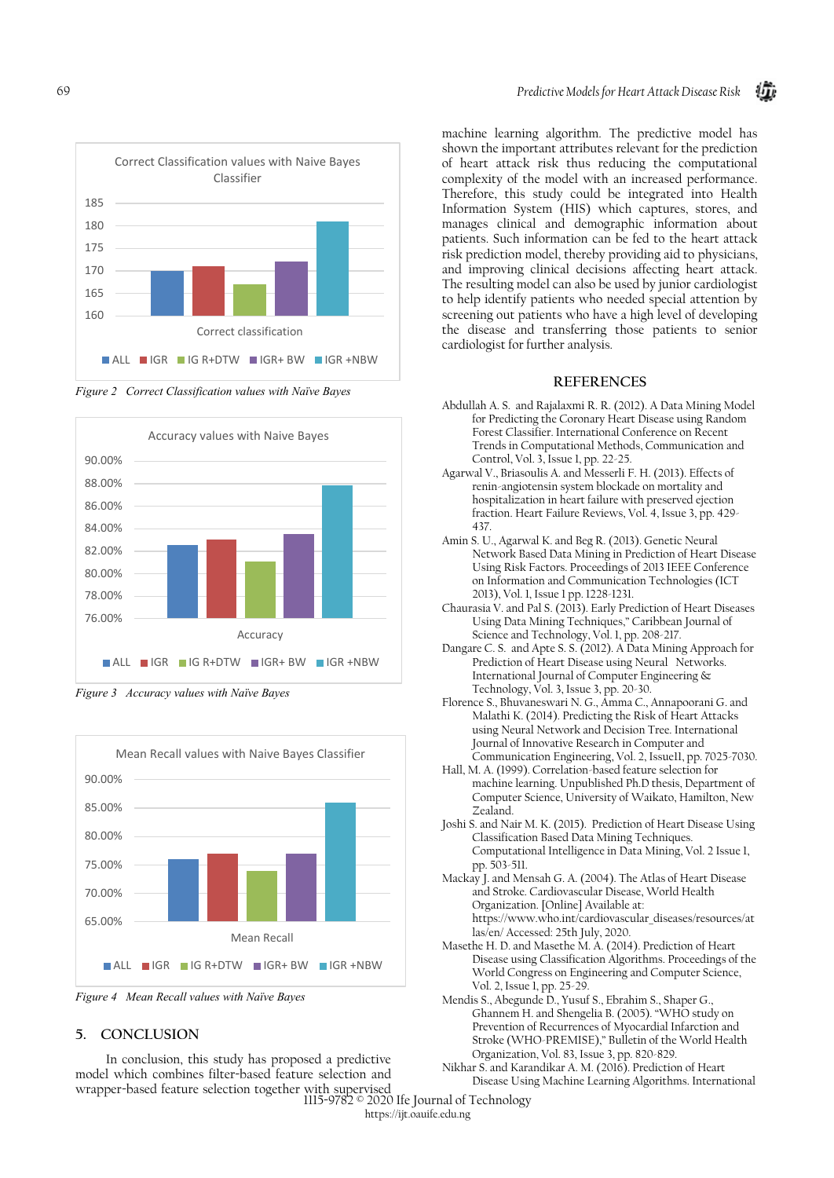Figure 2 Correct Classification values with Naïve Bayes

Figure 3 Accuracy values with Naïve Bayes

Figure 4 Mean Recall values with Naïve Bayes

## 5. CONCLUSION

In conclusion, this study has proposed a predictive model which combines filter-based feature selection and wrapper-based feature selection together with supervised machine learning algorithm. The predictive model has shown the important attributes relevant for the prediction of heart attack risk thus reducing the computational complexity of the model with an increased performance. Therefore, this study could be integrated into Health Information System (HIS) which captures, stores, and manages clinical and demographic information about patients. Such information can be fed to the heart attack risk prediction model, thereby providing aid to physicians, and improving clinical decisions affecting heart attack. The resulting model can also be used by junior cardiologist to help identify patients who needed special attention by screening out patients who have a high level of developing the disease and transferring those patients to senior cardiologist for further analysis.

## REFERENCES

Abdullah A. S. and Rajalaxmi R. R. (2012). A Data Mining Model for Predicting the Coronary Heart Disease using Random Forest Classifier. International Conference on Recent Trends in Computational Methods, Communication and Control, Vol. 3, Issue 1, pp. 22-25.

Agarwal V., Briasoulis A. and Messerli F. H. (2013). Effects of renin-angiotensin system blockade on mortality and hospitalization in heart failure with preserved ejection fraction. Heart Failure Reviews, Vol. 4, Issue 3, pp. 429-437.

Amin S. U., Agarwal K. and Beg R. (2013). Genetic Neural Network Based Data Mining in Prediction of Heart Disease Using Risk Factors. Proceedings of 2013 IEEE Conference on Information and Communication Technologies (ICT 2013), Vol. 1, Issue 1 pp. 1228-1231.

Chaurasia V. and Pal S. (2013). Early Prediction of Heart Diseases Using Data Mining Techniques," Caribbean Journal of Science and Technology, Vol. 1, pp. 208-217.

Dangare C. S. and Apte S. S. (2012). A Data Mining Approach for Prediction of Heart Disease using Neural Networks. International Journal of Computer Engineering & Technology, Vol. 3, Issue 3, pp. 20-30.

Florence S., Bhuvaneswari N. G., Amma C., Annapoorani G. and Malathi K. (2014). Predicting the Risk of Heart Attacks using Neural Network and Decision Tree. International Journal of Innovative Research in Computer and Communication Engineering, Vol. 2, Issue11, pp. 7025-7030.

Hall, M. A. (1999). Correlation-based feature selection for machine learning. Unpublished Ph.D thesis, Department of Computer Science, University of Waikato, Hamilton, New Zealand.

Joshi S. and Nair M. K. (2015). Prediction of Heart Disease Using Classification Based Data Mining Techniques. Computational Intelligence in Data Mining, Vol. 2 Issue 1, pp. 503-511.

Mackay J. and Mensah G. A. (2004). The Atlas of Heart Disease and Stroke. Cardiovascular Disease, World Health Organization. [Online] Available at: https://www.who.int/cardiovascular_diseases/resources/atlas/en/ Accessed: 25th July, 2020.

Masethe H. D. and Masethe M. A. (2014). Prediction of Heart Disease using Classification Algorithms. Proceedings of the World Congress on Engineering and Computer Science, Vol. 2, Issue 1, pp. 25-29.

Mendis S., Abegunde D., Yusuf S., Ebrahim S., Shaper G., Ghannem H. and Shengelia B. (2005). "WHO study on Prevention of Recurrences of Myocardial Infarction and Stroke (WHO-PREMISE)," Bulletin of the World Health Organization, Vol. 83, Issue 3, pp. 820-829.

Nikhar S. and Karandikar A. M. (2016). Prediction of Heart Disease Using Machine Learning Algorithms. International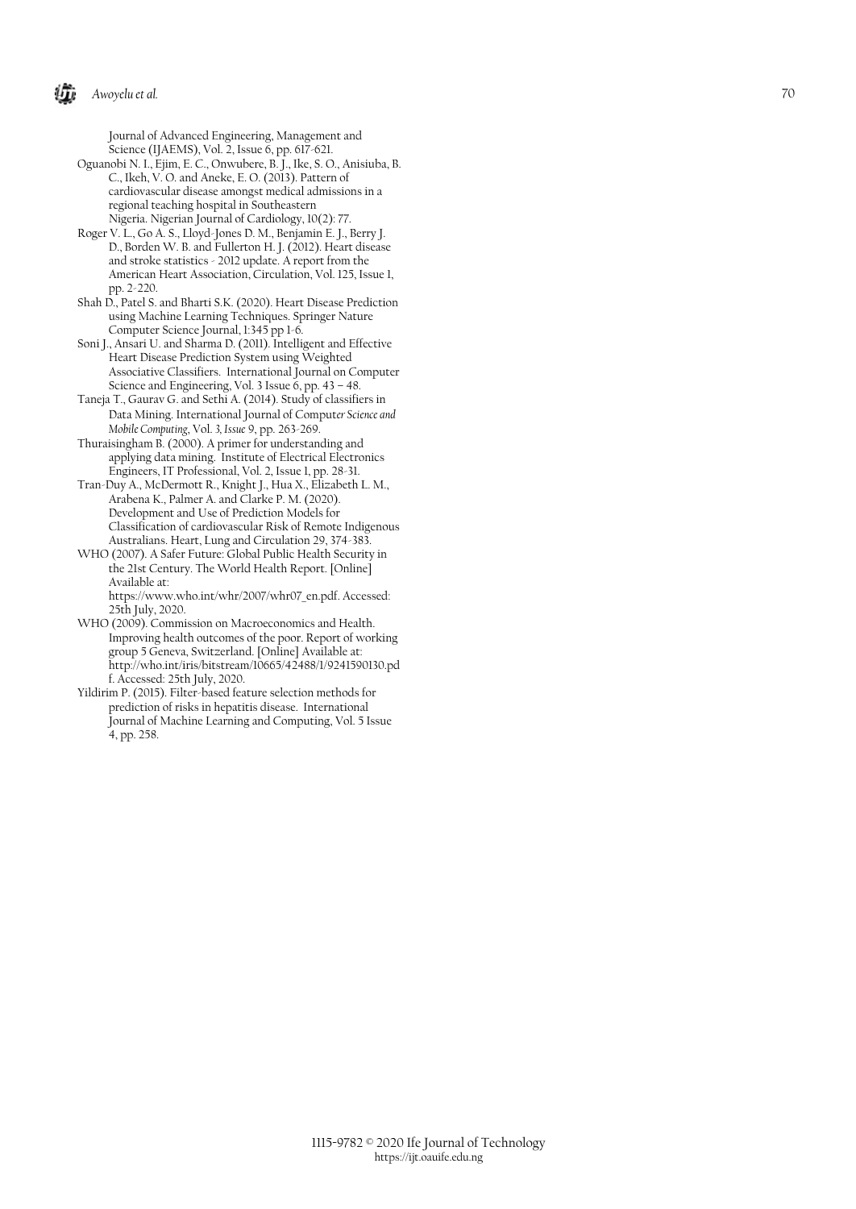Journal of Advanced Engineering, Management and Science (IJAEMS), Vol. 2, Issue 6, pp. 617-621.

Oguanobi N. I., Ejim, E. C., Onwubere, B. J., Ike, S. O., Anisiuba, B. C., Ikeh, V. O. and Aneke, E. O. (2013). Pattern of cardiovascular disease amongst medical admissions in a regional teaching hospital in Southeastern Nigeria. Nigerian Journal of Cardiology, 10(2): 77.

Roger V. L., Go A. S., Lloyd-Jones D. M., Benjamin E. J., Berry J. D., Borden W. B. and Fullerton H. J. (2012). Heart disease and stroke statistics - 2012 update. A report from the American Heart Association, Circulation, Vol. 125, Issue 1, pp. 2-220.

Shah D., Patel S. and Bharti S.K. (2020). Heart Disease Prediction using Machine Learning Techniques. Springer Nature Computer Science Journal, 1:345 pp 1-6.

Soni J., Ansari U. and Sharma D. (2011). Intelligent and Effective Heart Disease Prediction System using Weighted Associative Classifiers. International Journal on Computer Science and Engineering, Vol. 3 Issue 6, pp. 43 – 48.

Taneja T., Gaurav G. and Sethi A. (2014). Study of classifiers in Data Mining. International Journal of Comput*er Science and Mobile Computing*, Vol. *3, Issue* 9, pp. 263-269.

Thuraisingham B. (2000). A primer for understanding and applying data mining. Institute of Electrical Electronics Engineers, IT Professional, Vol. 2, Issue 1, pp. 28-31.

Tran-Duy A., McDermott R., Knight J., Hua X., Elizabeth L. M., Arabena K., Palmer A. and Clarke P. M. (2020). Development and Use of Prediction Models for Classification of cardiovascular Risk of Remote Indigenous Australians. Heart, Lung and Circulation 29, 374-383.

WHO (2007). A Safer Future: Global Public Health Security in the 21st Century. The World Health Report. [Online] Available at: https://www.who.int/whr/2007/whr07_en.pdf. Accessed: 25th July, 2020.

WHO (2009). Commission on Macroeconomics and Health. Improving health outcomes of the poor. Report of working group 5 Geneva, Switzerland. [Online] Available at: http://who.int/iris/bitstream/10665/42488/1/9241590130.pdf. Accessed: 25th July, 2020.

Yildirim P. (2015). Filter-based feature selection methods for prediction of risks in hepatitis disease. International Journal of Machine Learning and Computing, Vol. 5 Issue 4, pp. 258.